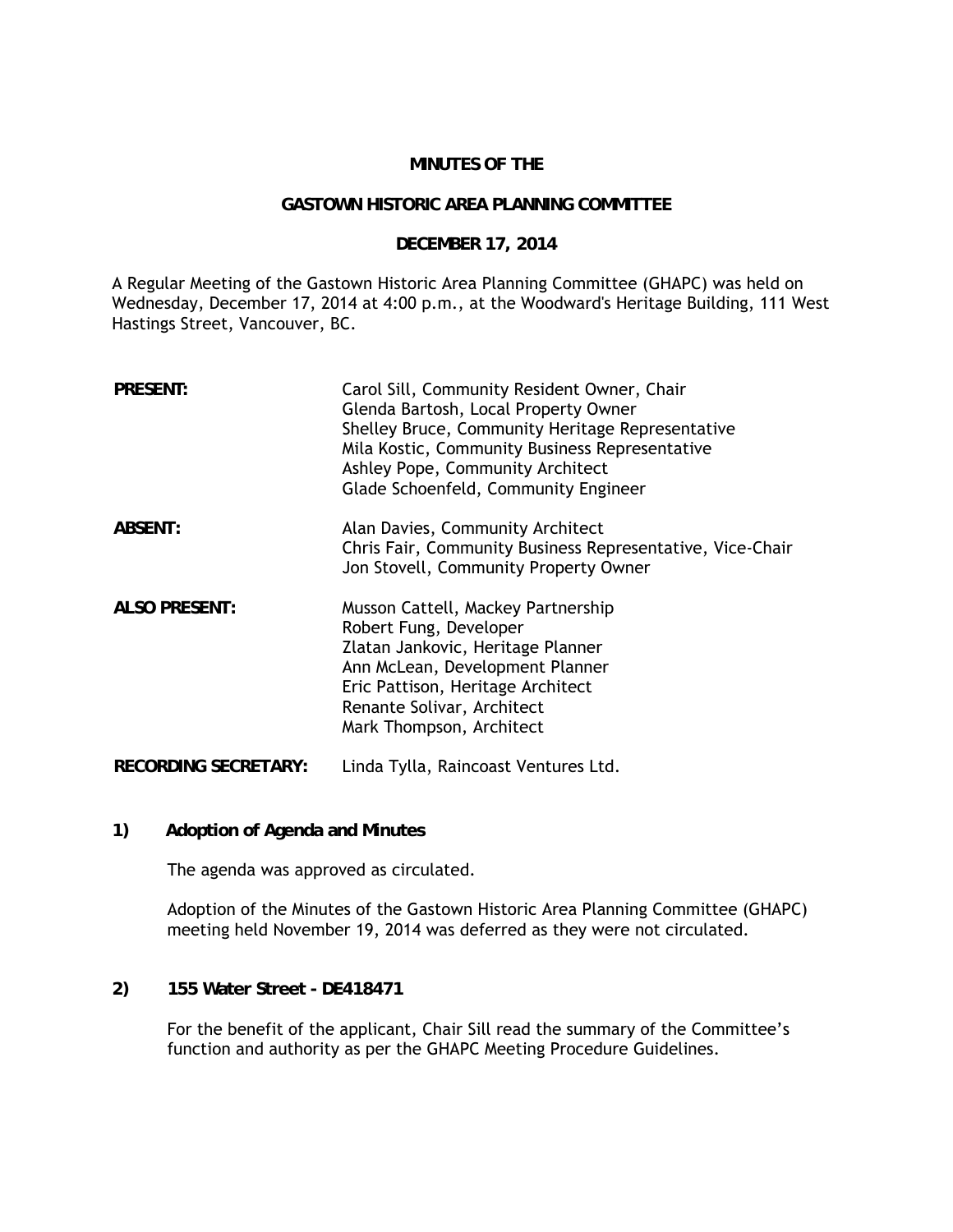**MINUTES OF THE**

**GASTOWN HISTORIC AREA PLANNING COMMITTEE**

**DECEMBER 17, 2014**

A Regular Meeting of the Gastown Historic Area Planning Committee (GHAPC) was held on Wednesday, December 17, 2014 at 4:00 p.m., at the Woodward's Heritage Building, 111 West Hastings Street, Vancouver, BC.

**PRESENT:**
Carol Sill, Community Resident Owner, Chair
Glenda Bartosh, Local Property Owner
Shelley Bruce, Community Heritage Representative
Mila Kostic, Community Business Representative
Ashley Pope, Community Architect
Glade Schoenfeld, Community Engineer

**ABSENT:**
Alan Davies, Community Architect
Chris Fair, Community Business Representative, Vice-Chair
Jon Stovell, Community Property Owner

**ALSO PRESENT:**
Musson Cattell, Mackey Partnership
Robert Fung, Developer
Zlatan Jankovic, Heritage Planner
Ann McLean, Development Planner
Eric Pattison, Heritage Architect
Renante Solivar, Architect
Mark Thompson, Architect

**RECORDING SECRETARY:** Linda Tylla, Raincoast Ventures Ltd.

**1) Adoption of Agenda and Minutes**

The agenda was approved as circulated.

Adoption of the Minutes of the Gastown Historic Area Planning Committee (GHAPC) meeting held November 19, 2014 was deferred as they were not circulated.

**2) 155 Water Street - DE418471**

For the benefit of the applicant, Chair Sill read the summary of the Committee's function and authority as per the GHAPC Meeting Procedure Guidelines.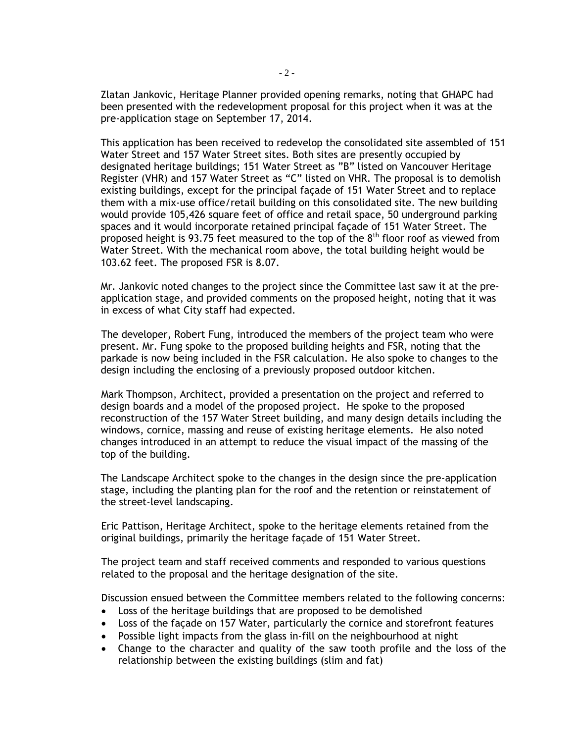Zlatan Jankovic, Heritage Planner provided opening remarks, noting that GHAPC had been presented with the redevelopment proposal for this project when it was at the pre-application stage on September 17, 2014.

This application has been received to redevelop the consolidated site assembled of 151 Water Street and 157 Water Street sites. Both sites are presently occupied by designated heritage buildings; 151 Water Street as "B" listed on Vancouver Heritage Register (VHR) and 157 Water Street as "C" listed on VHR. The proposal is to demolish existing buildings, except for the principal façade of 151 Water Street and to replace them with a mix-use office/retail building on this consolidated site. The new building would provide 105,426 square feet of office and retail space, 50 underground parking spaces and it would incorporate retained principal façade of 151 Water Street. The proposed height is 93.75 feet measured to the top of the 8th floor roof as viewed from Water Street. With the mechanical room above, the total building height would be 103.62 feet. The proposed FSR is 8.07.

Mr. Jankovic noted changes to the project since the Committee last saw it at the pre-application stage, and provided comments on the proposed height, noting that it was in excess of what City staff had expected.

The developer, Robert Fung, introduced the members of the project team who were present. Mr. Fung spoke to the proposed building heights and FSR, noting that the parkade is now being included in the FSR calculation. He also spoke to changes to the design including the enclosing of a previously proposed outdoor kitchen.

Mark Thompson, Architect, provided a presentation on the project and referred to design boards and a model of the proposed project. He spoke to the proposed reconstruction of the 157 Water Street building, and many design details including the windows, cornice, massing and reuse of existing heritage elements. He also noted changes introduced in an attempt to reduce the visual impact of the massing of the top of the building.

The Landscape Architect spoke to the changes in the design since the pre-application stage, including the planting plan for the roof and the retention or reinstatement of the street-level landscaping.

Eric Pattison, Heritage Architect, spoke to the heritage elements retained from the original buildings, primarily the heritage façade of 151 Water Street.

The project team and staff received comments and responded to various questions related to the proposal and the heritage designation of the site.

Discussion ensued between the Committee members related to the following concerns:

- Loss of the heritage buildings that are proposed to be demolished
- Loss of the façade on 157 Water, particularly the cornice and storefront features
- Possible light impacts from the glass in-fill on the neighbourhood at night
- Change to the character and quality of the saw tooth profile and the loss of the relationship between the existing buildings (slim and fat)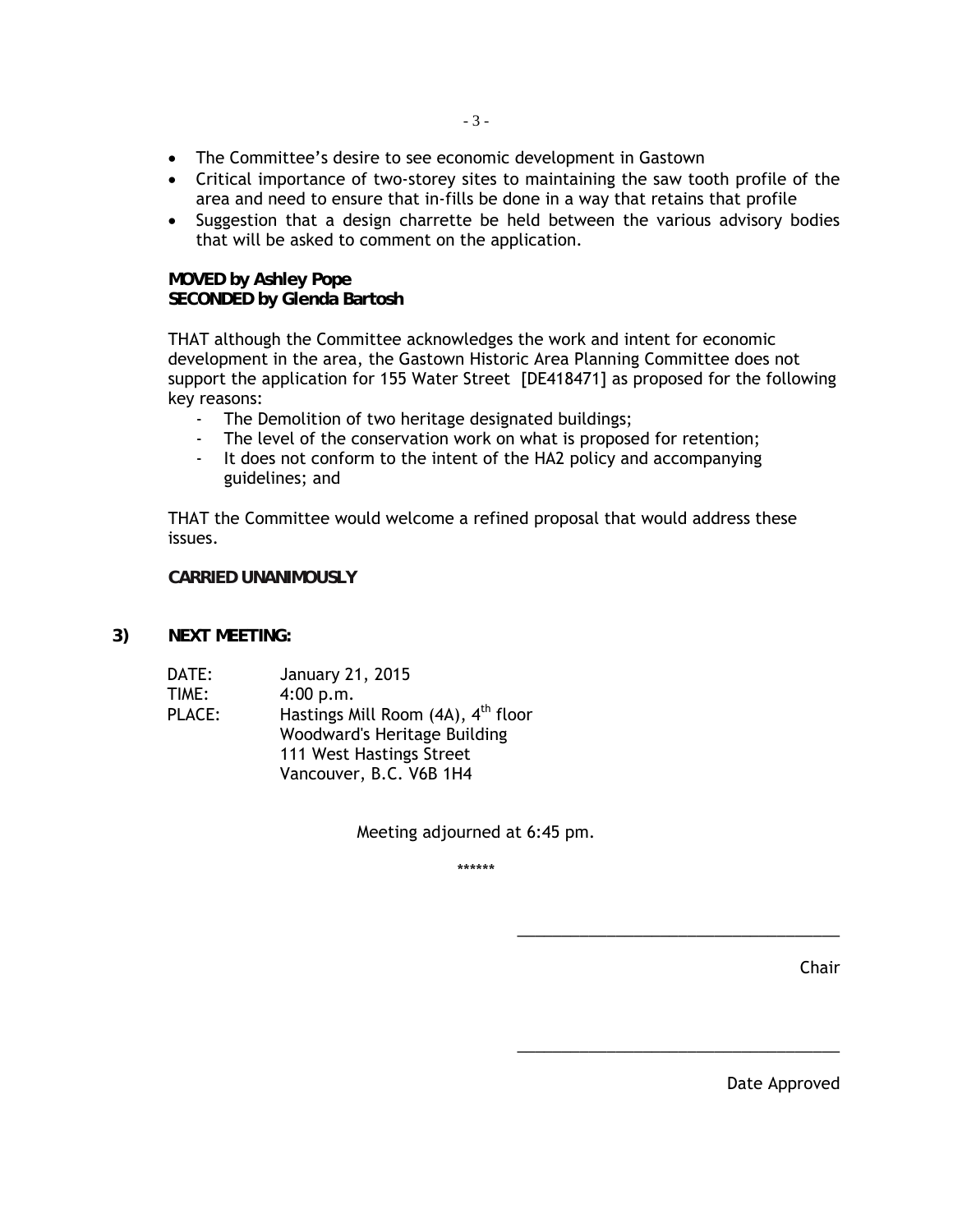- The Committee's desire to see economic development in Gastown
- Critical importance of two-storey sites to maintaining the saw tooth profile of the area and need to ensure that in-fills be done in a way that retains that profile
- Suggestion that a design charrette be held between the various advisory bodies that will be asked to comment on the application.

**MOVED by Ashley Pope**
**SECONDED by Glenda Bartosh**

THAT although the Committee acknowledges the work and intent for economic development in the area, the Gastown Historic Area Planning Committee does not support the application for 155 Water Street [DE418471] as proposed for the following key reasons:

- The Demolition of two heritage designated buildings;
- The level of the conservation work on what is proposed for retention;
- It does not conform to the intent of the HA2 policy and accompanying guidelines; and

THAT the Committee would welcome a refined proposal that would address these issues.

**CARRIED UNANIMOUSLY**

## 3) NEXT MEETING:

| | |
|---|---|
| DATE: | January 21, 2015 |
| TIME: | 4:00 p.m. |
| PLACE: | Hastings Mill Room (4A), 4th floor<br>Woodward's Heritage Building<br>111 West Hastings Street<br>Vancouver, B.C. V6B 1H4 |

Meeting adjourned at 6:45 pm.

\*\*\*\*\*\*

\_\_\_\_\_\_\_\_\_\_\_\_\_\_\_\_\_\_\_\_\_\_\_\_\_\_\_\_\_\_\_\_\_\_\_\_

Chair

\_\_\_\_\_\_\_\_\_\_\_\_\_\_\_\_\_\_\_\_\_\_\_\_\_\_\_\_\_\_\_\_\_\_\_\_

Date Approved